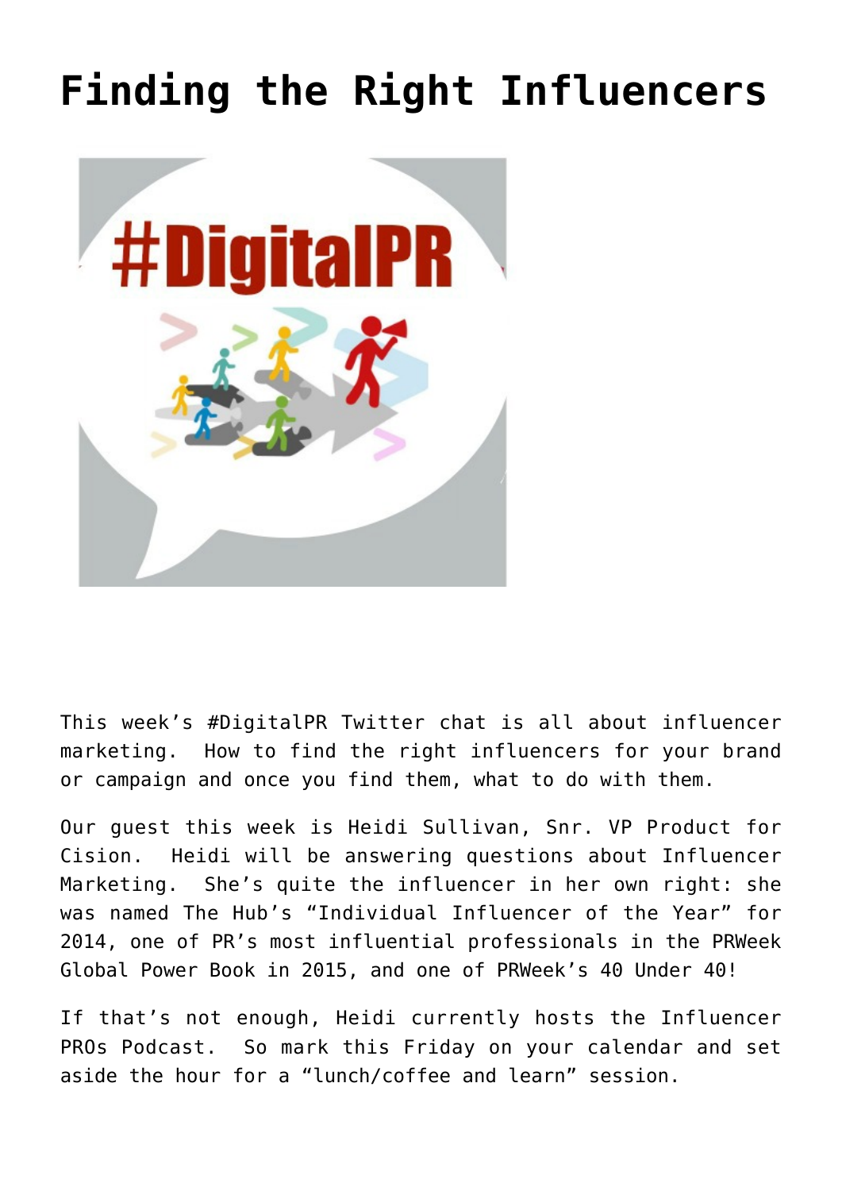# Finding the Right Influencers

This week's #DigitalPR Twitter chat is all about influencer marketing. How to find the right influencers for your brand or campaign and once you find them, what to do with them.

Our guest this week is Heidi Sullivan, Snr. VP Product for Cision. Heidi will be answering questions about Influencer Marketing. She's quite the influencer in her own right: she was named The Hub's "Individual Influencer of the Year" for 2014, one of PR's most influential professionals in the PRWeek Global Power Book in 2015, and one of PRWeek's 40 Under 40!

If that's not enough, Heidi currently hosts the Influencer PROs Podcast. So mark this Friday on your calendar and set aside the hour for a "lunch/coffee and learn" session.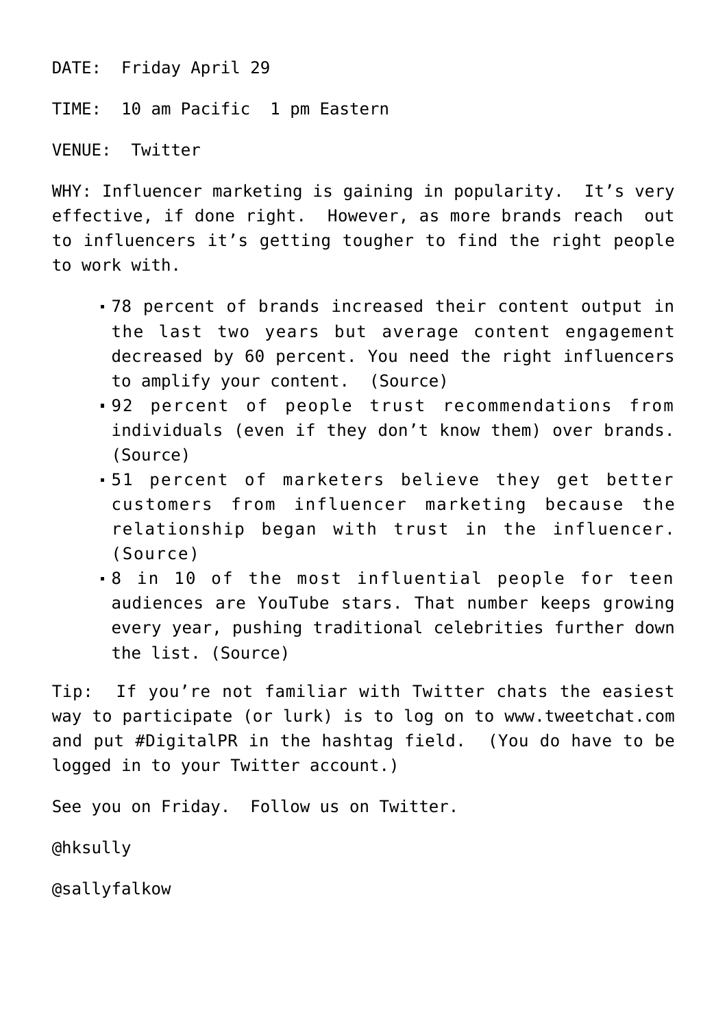DATE:  Friday April 29

TIME:  10 am Pacific  1 pm Eastern

VENUE:  Twitter

WHY: Influencer marketing is gaining in popularity.  It's very effective, if done right.  However, as more brands reach  out to influencers it's getting tougher to find the right people to work with.

- 78 percent of brands increased their content output in the last two years but average content engagement decreased by 60 percent. You need the right influencers to amplify your content.  (Source)
- 92 percent of people trust recommendations from individuals (even if they don't know them) over brands. (Source)
- 51 percent of marketers believe they get better customers from influencer marketing because the relationship began with trust in the influencer. (Source)
- 8 in 10 of the most influential people for teen audiences are YouTube stars. That number keeps growing every year, pushing traditional celebrities further down the list. (Source)

Tip:  If you're not familiar with Twitter chats the easiest way to participate (or lurk) is to log on to www.tweetchat.com and put #DigitalPR in the hashtag field.  (You do have to be logged in to your Twitter account.)

See you on Friday.  Follow us on Twitter.

@hksully

@sallyfalkow